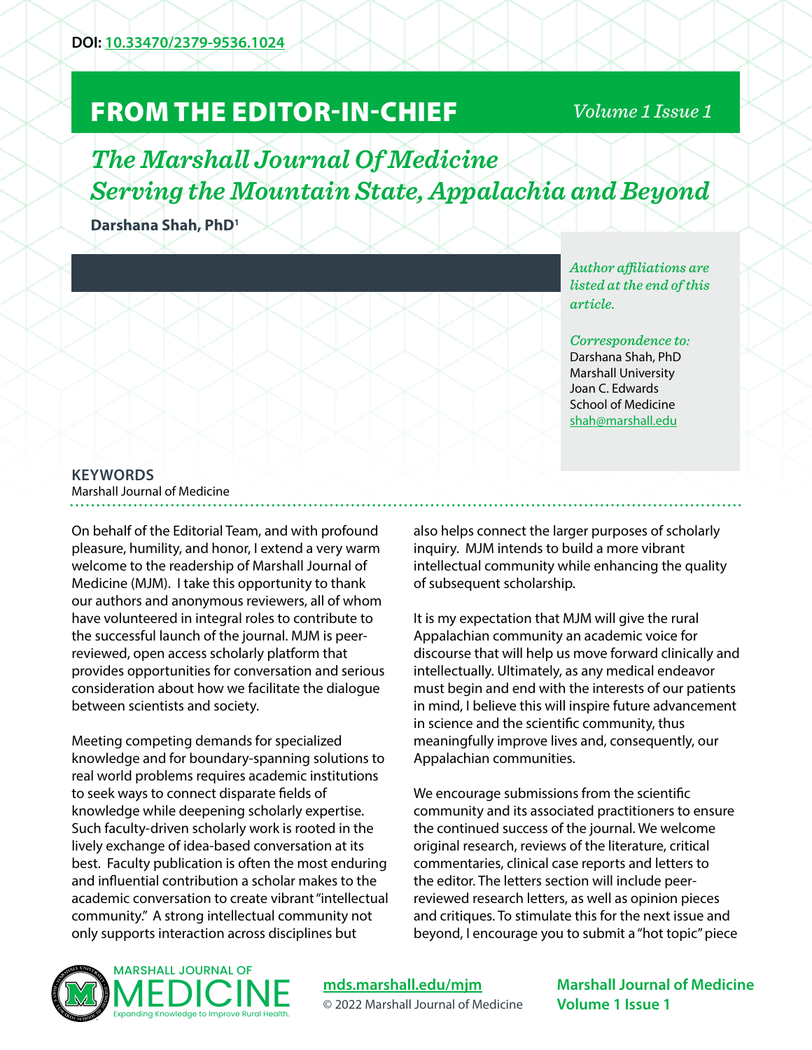DOI: [10.33470/2379-9536.1024](https://doi.org/10.33470/2379-9536.1024)

# FROM THE EDITOR-IN-CHIEF

## *The Marshall Journal Of Medicine Serving the Mountain State, Appalachia and Beyond*

**Darshana Shah, PhD[1]**

*Author affiliations are listed at the end of this article.*

*Correspondence to:*
Darshana Shah, PhD
Marshall University
Joan C. Edwards
School of Medicine
shah@marshall.edu

**KEYWORDS**
Marshall Journal of Medicine

On behalf of the Editorial Team, and with profound pleasure, humility, and honor, I extend a very warm welcome to the readership of Marshall Journal of Medicine (MJM). I take this opportunity to thank our authors and anonymous reviewers, all of whom have volunteered in integral roles to contribute to the successful launch of the journal. MJM is peer-reviewed, open access scholarly platform that provides opportunities for conversation and serious consideration about how we facilitate the dialogue between scientists and society.

Meeting competing demands for specialized knowledge and for boundary-spanning solutions to real world problems requires academic institutions to seek ways to connect disparate fields of knowledge while deepening scholarly expertise. Such faculty-driven scholarly work is rooted in the lively exchange of idea-based conversation at its best. Faculty publication is often the most enduring and influential contribution a scholar makes to the academic conversation to create vibrant "intellectual community." A strong intellectual community not only supports interaction across disciplines but also helps connect the larger purposes of scholarly inquiry. MJM intends to build a more vibrant intellectual community while enhancing the quality of subsequent scholarship.

It is my expectation that MJM will give the rural Appalachian community an academic voice for discourse that will help us move forward clinically and intellectually. Ultimately, as any medical endeavor must begin and end with the interests of our patients in mind, I believe this will inspire future advancement in science and the scientific community, thus meaningfully improve lives and, consequently, our Appalachian communities.

We encourage submissions from the scientific community and its associated practitioners to ensure the continued success of the journal. We welcome original research, reviews of the literature, critical commentaries, clinical case reports and letters to the editor. The letters section will include peer-reviewed research letters, as well as opinion pieces and critiques. To stimulate this for the next issue and beyond, I encourage you to submit a "hot topic" piece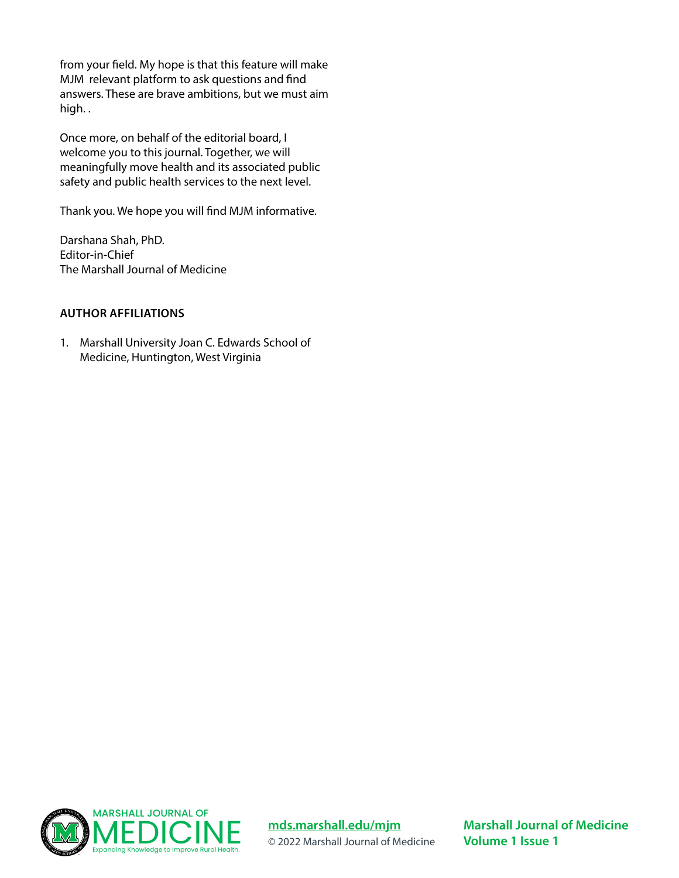from your field. My hope is that this feature will make MJM relevant platform to ask questions and find answers. These are brave ambitions, but we must aim high. .

Once more, on behalf of the editorial board, I welcome you to this journal. Together, we will meaningfully move health and its associated public safety and public health services to the next level.

Thank you. We hope you will find MJM informative.

Darshana Shah, PhD.
Editor-in-Chief
The Marshall Journal of Medicine

## AUTHOR AFFILIATIONS

1. Marshall University Joan C. Edwards School of Medicine, Huntington, West Virginia